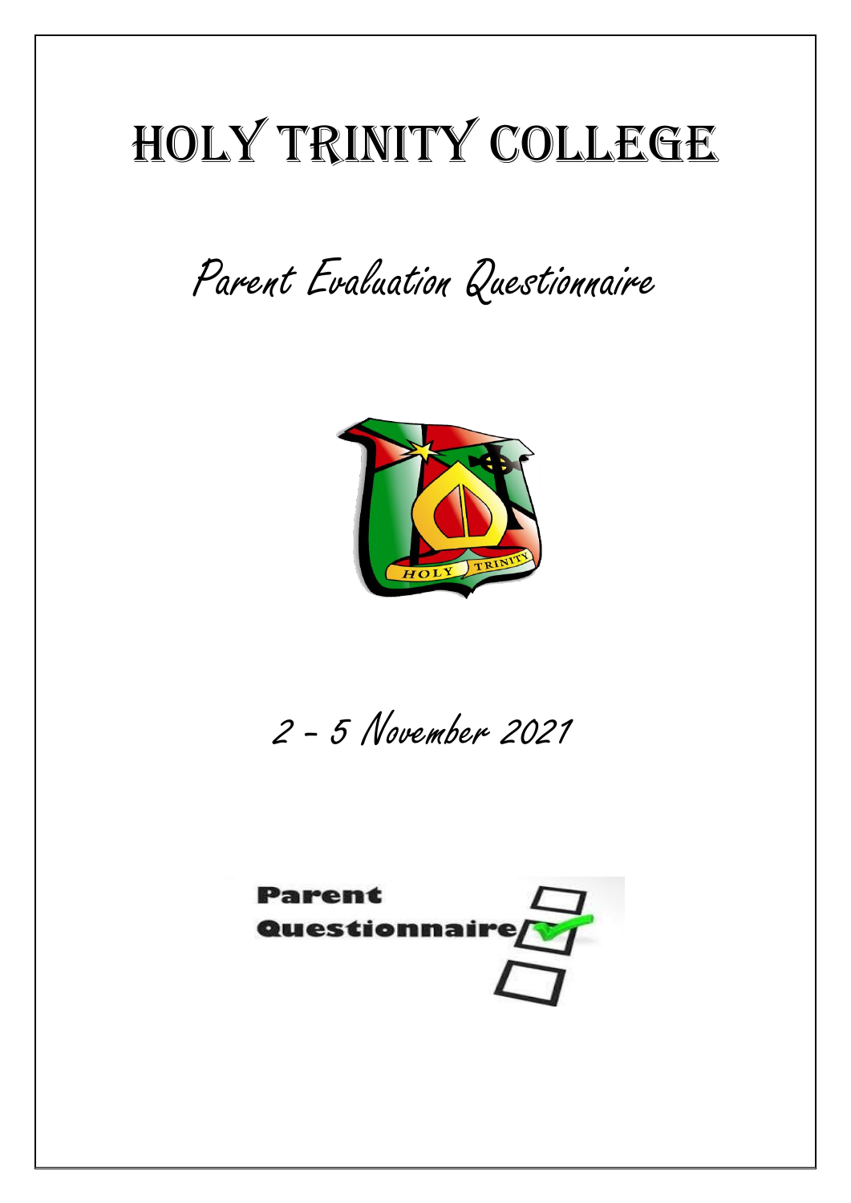# Holy Trinity College

## Parent Evaluation Questionnaire

2 – 5 November 2021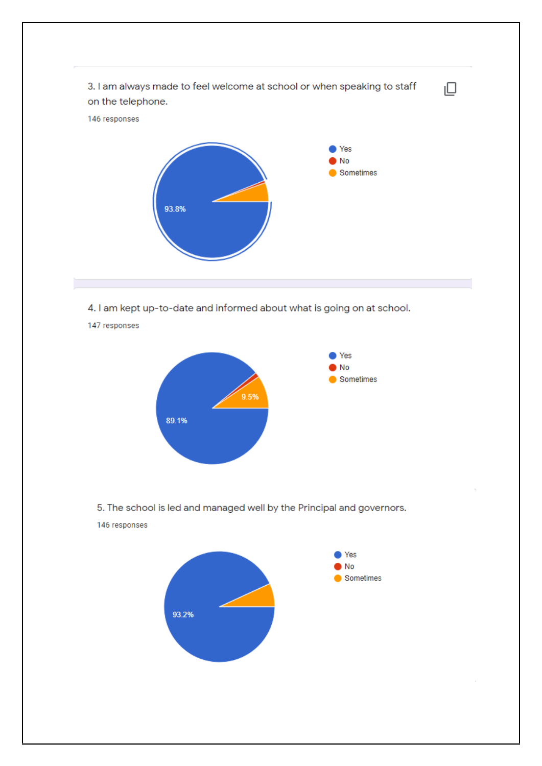3. I am always made to feel welcome at school or when speaking to staff on the telephone.

146 responses

- Yes
- No
- Sometimes

93.8%

4. I am kept up-to-date and informed about what is going on at school.

147 responses

- Yes
- No
- Sometimes

9.5%

89.1%

5. The school is led and managed well by the Principal and governors.

146 responses

- Yes
- No
- Sometimes

93.2%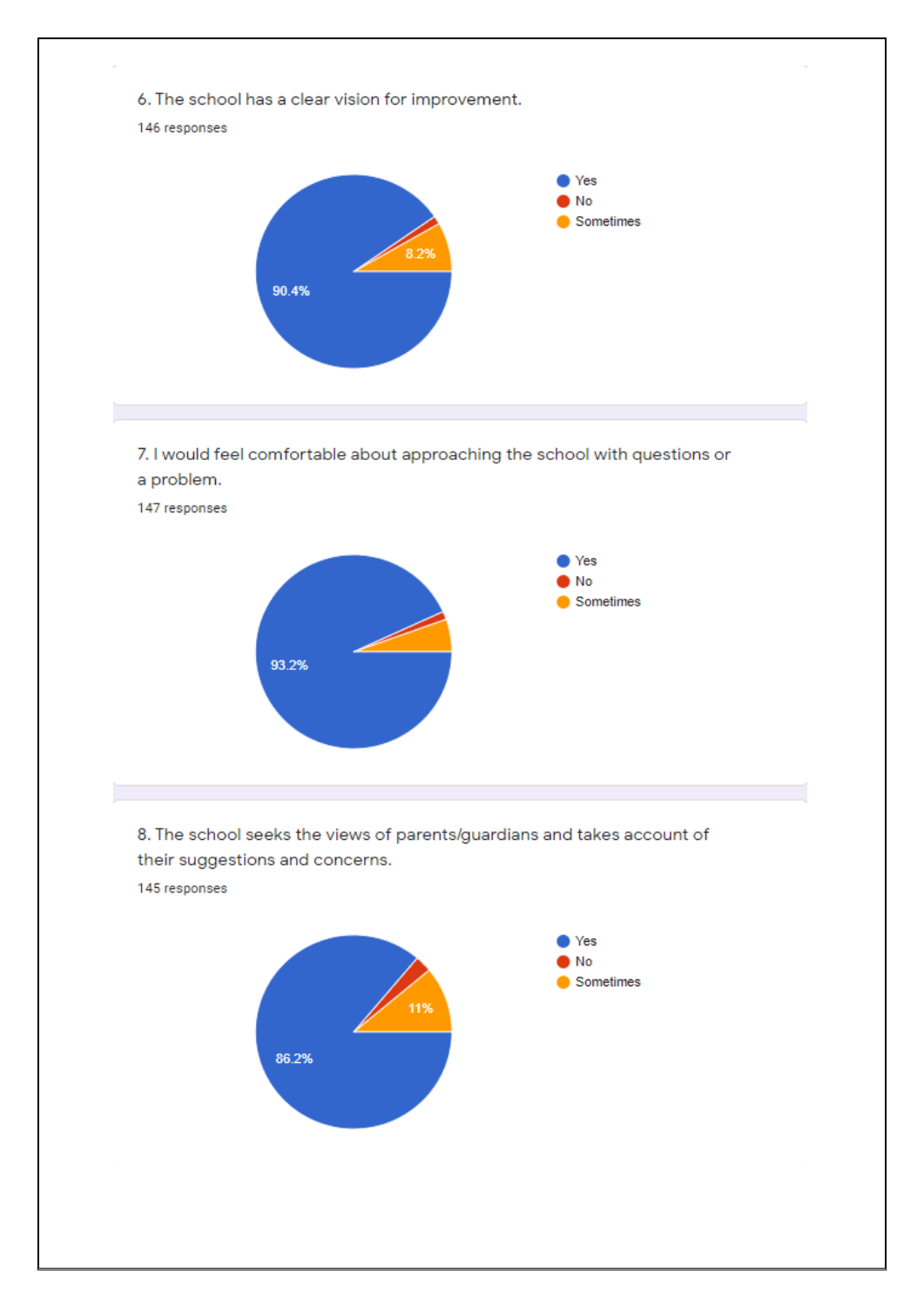6. The school has a clear vision for improvement.

146 responses

- Yes
- No
- Sometimes

90.4%

8.2%

7. I would feel comfortable about approaching the school with questions or a problem.

147 responses

- Yes
- No
- Sometimes

93.2%

8. The school seeks the views of parents/guardians and takes account of their suggestions and concerns.

145 responses

- Yes
- No
- Sometimes

86.2%

11%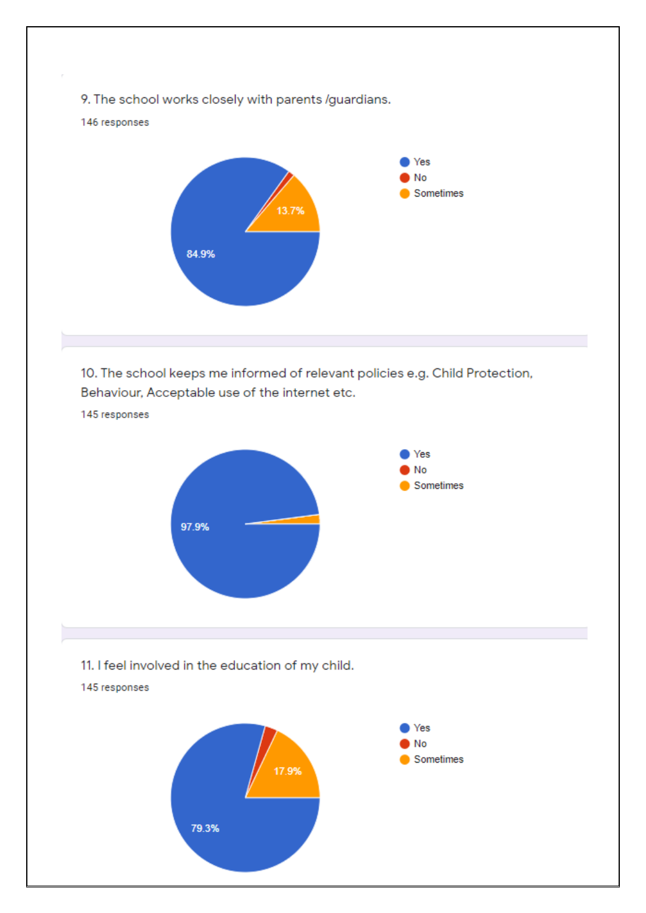9. The school works closely with parents /guardians.

146 responses

- Yes
- No
- Sometimes

84.9%

13.7%

10. The school keeps me informed of relevant policies e.g. Child Protection, Behaviour, Acceptable use of the internet etc.

145 responses

- Yes
- No
- Sometimes

97.9%

11. I feel involved in the education of my child.

145 responses

- Yes
- No
- Sometimes

79.3%

17.9%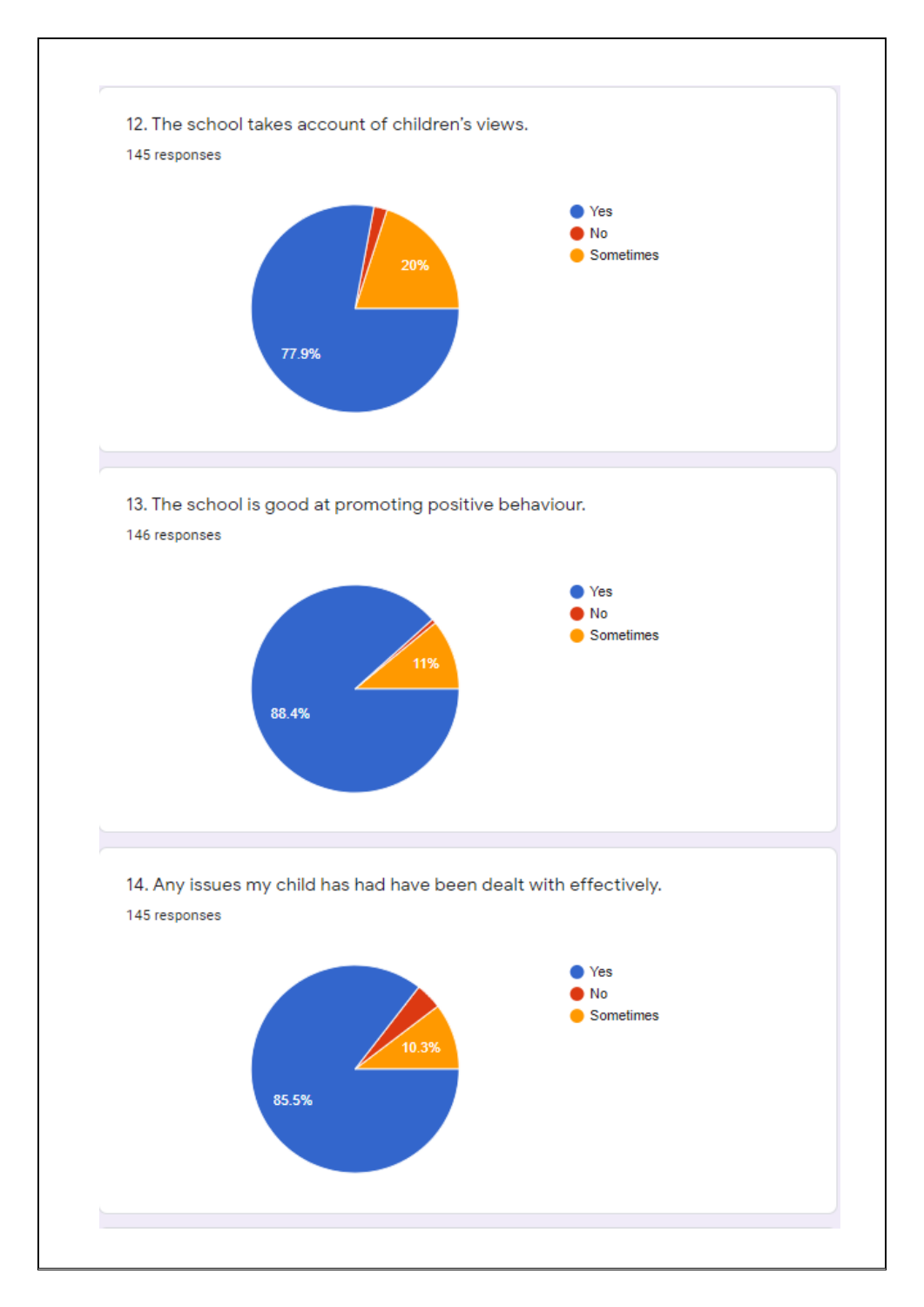12. The school takes account of children's views.

145 responses

- Yes: 77.9%
- No
- Sometimes: 20%

13. The school is good at promoting positive behaviour.

146 responses

- Yes: 88.4%
- No
- Sometimes: 11%

14. Any issues my child has had have been dealt with effectively.

145 responses

- Yes: 85.5%
- No
- Sometimes: 10.3%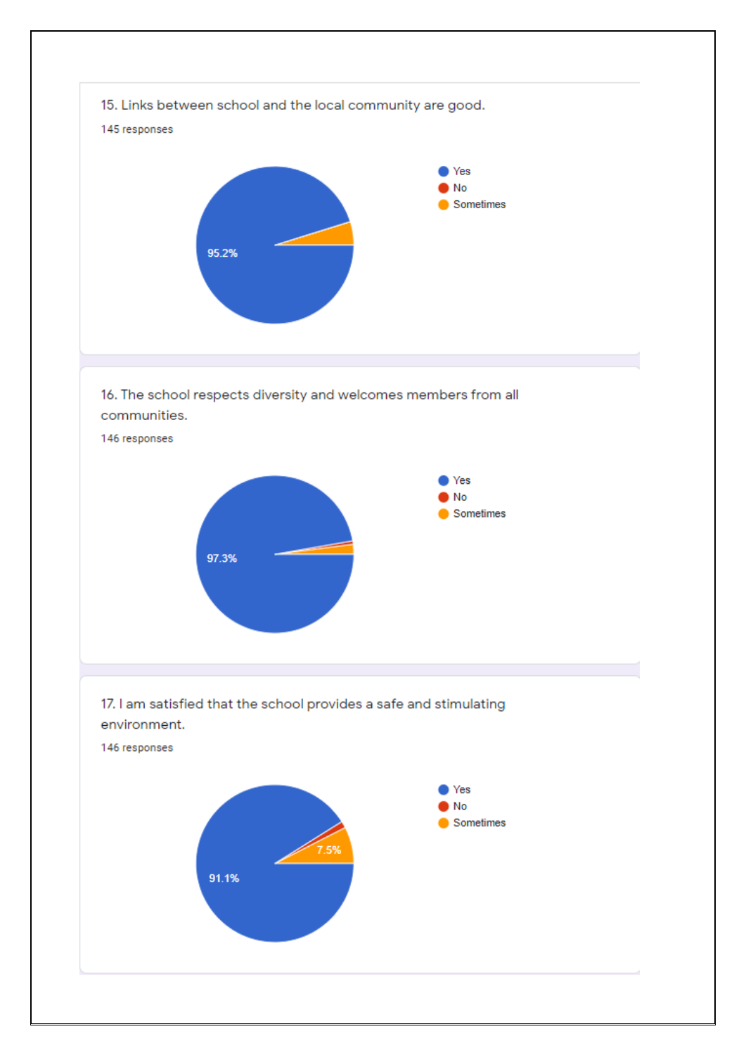15. Links between school and the local community are good.

145 responses

- Yes
- No
- Sometimes

95.2%

16. The school respects diversity and welcomes members from all communities.

146 responses

- Yes
- No
- Sometimes

97.3%

17. I am satisfied that the school provides a safe and stimulating environment.

146 responses

- Yes
- No
- Sometimes

7.5%

91.1%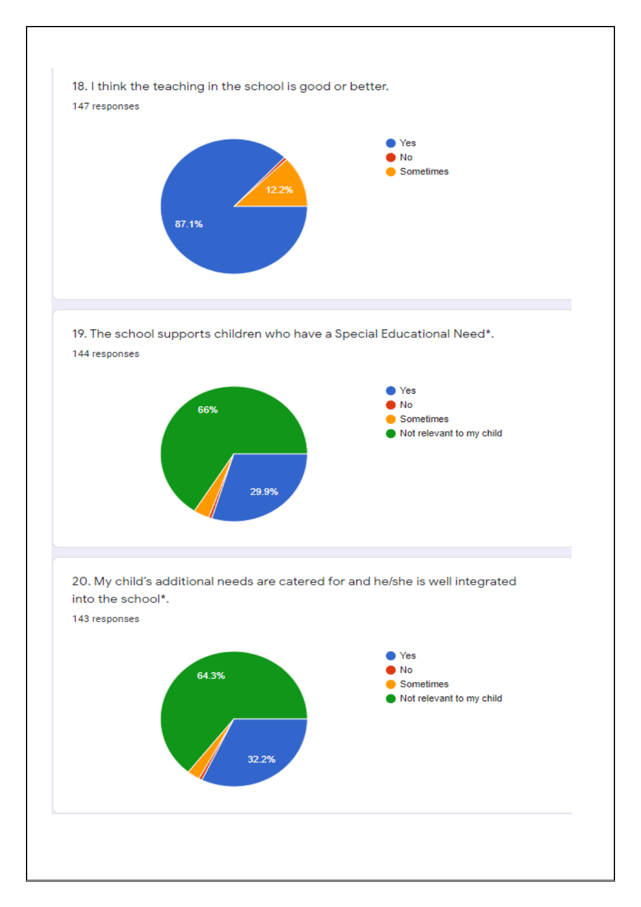18. I think the teaching in the school is good or better.

147 responses

- Yes: 87.1%
- No
- Sometimes: 12.2%

19. The school supports children who have a Special Educational Need*.

144 responses

- Yes: 29.9%
- No
- Sometimes
- Not relevant to my child: 66%

20. My child's additional needs are catered for and he/she is well integrated into the school*.

143 responses

- Yes: 32.2%
- No
- Sometimes
- Not relevant to my child: 64.3%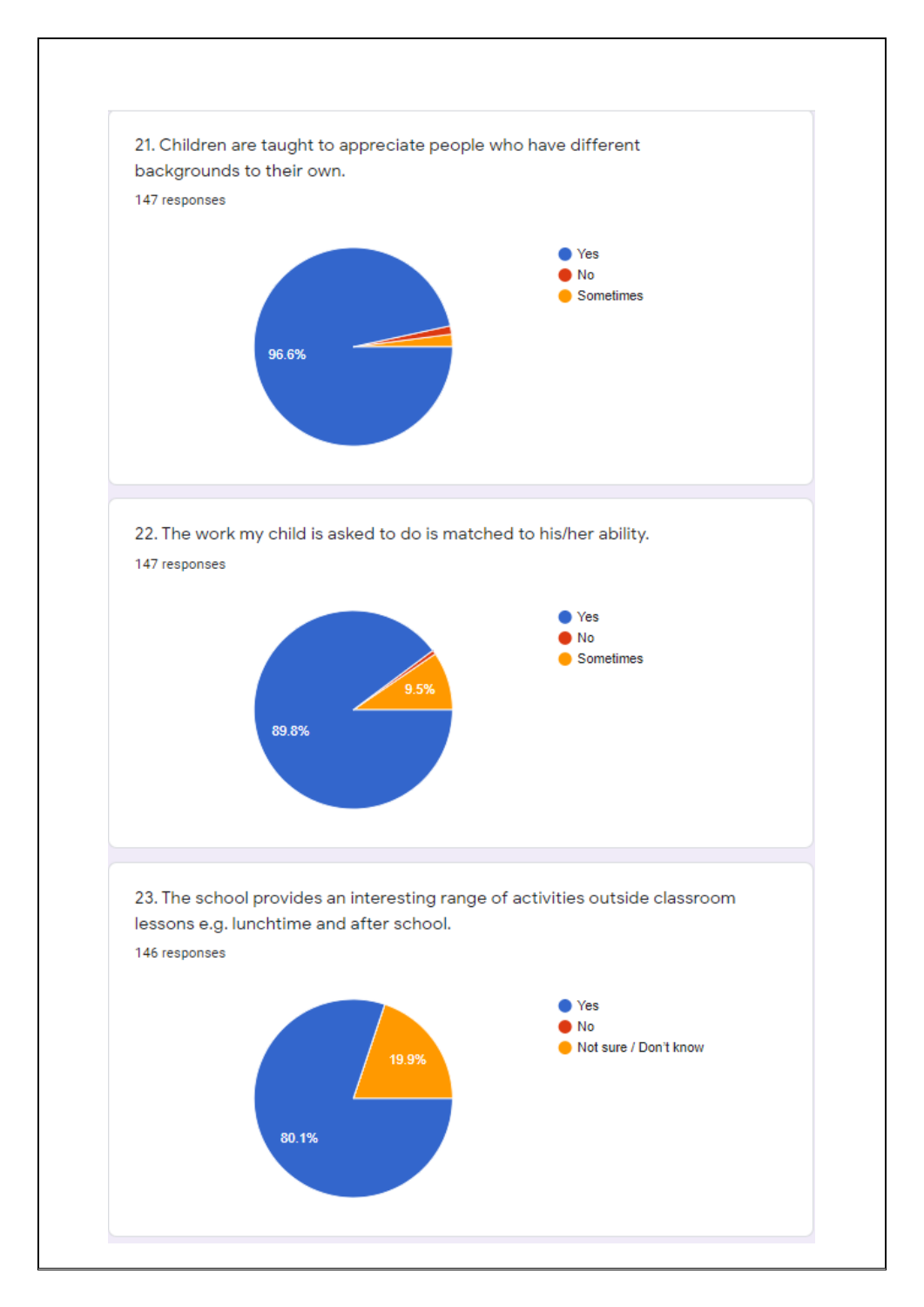21. Children are taught to appreciate people who have different backgrounds to their own.

147 responses

- Yes
- No
- Sometimes

96.6%

22. The work my child is asked to do is matched to his/her ability.

147 responses

- Yes
- No
- Sometimes

9.5%

89.8%

23. The school provides an interesting range of activities outside classroom lessons e.g. lunchtime and after school.

146 responses

- Yes
- No
- Not sure / Don't know

19.9%

80.1%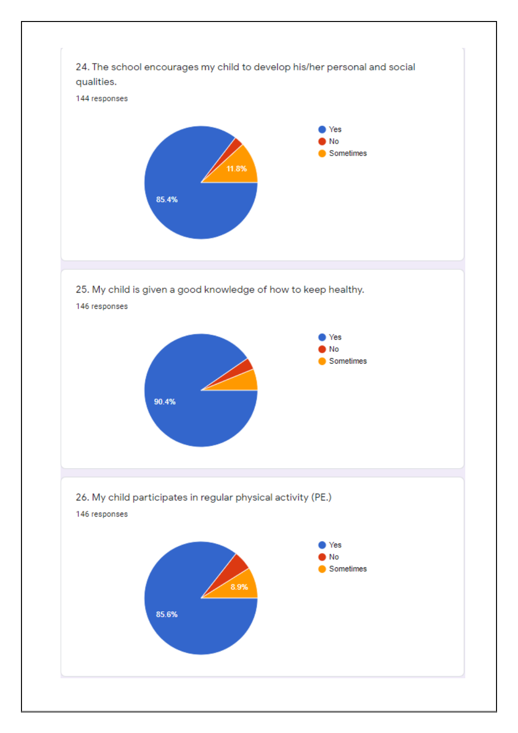24. The school encourages my child to develop his/her personal and social qualities.

144 responses

- Yes
- No
- Sometimes

11.8%

85.4%

25. My child is given a good knowledge of how to keep healthy.

146 responses

- Yes
- No
- Sometimes

90.4%

26. My child participates in regular physical activity (PE.)

146 responses

- Yes
- No
- Sometimes

8.9%

85.6%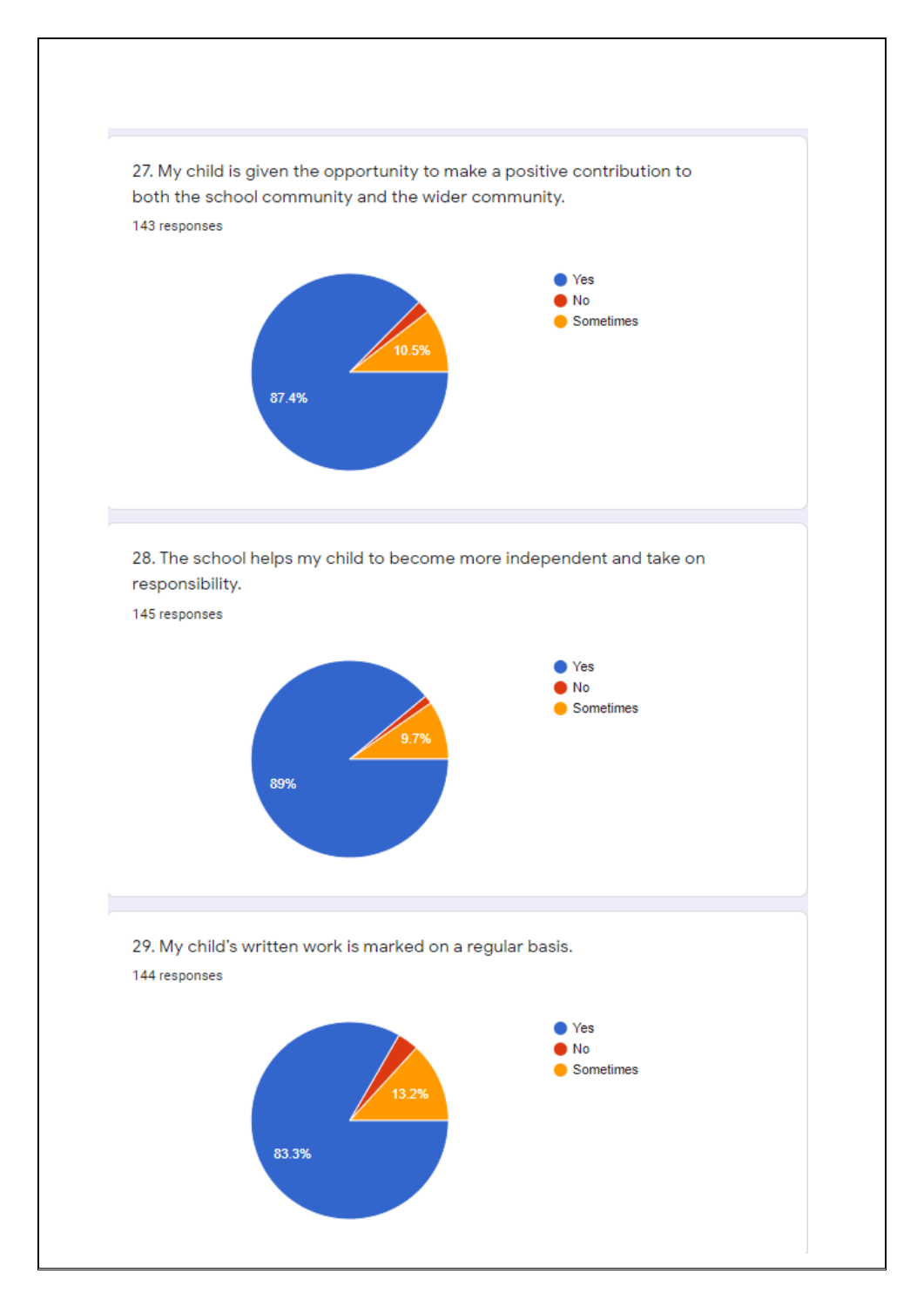27. My child is given the opportunity to make a positive contribution to both the school community and the wider community.

143 responses

- Yes
- No
- Sometimes

10.5%

87.4%

28. The school helps my child to become more independent and take on responsibility.

145 responses

- Yes
- No
- Sometimes

9.7%

89%

29. My child's written work is marked on a regular basis.

144 responses

- Yes
- No
- Sometimes

13.2%

83.3%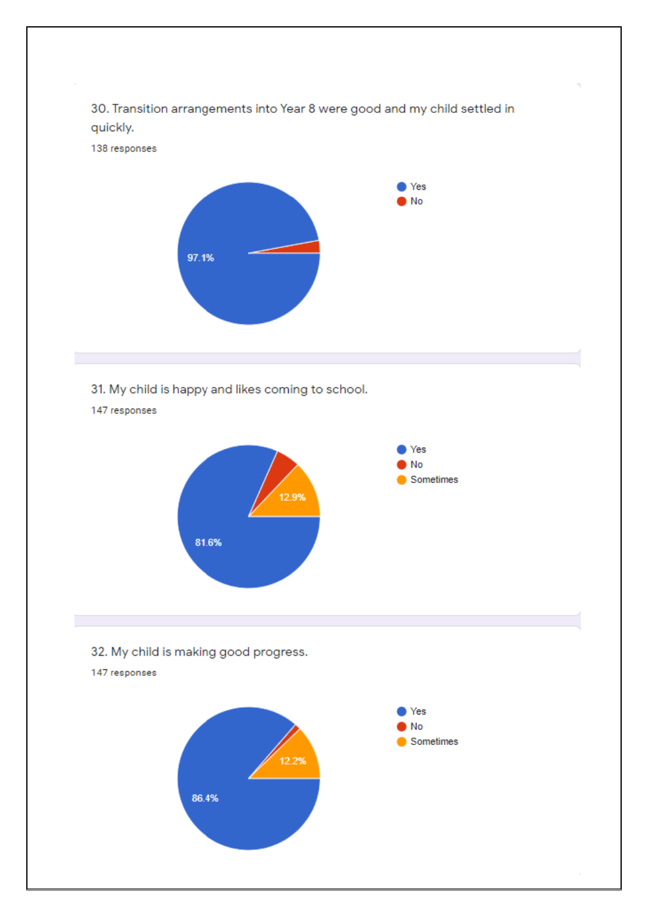30. Transition arrangements into Year 8 were good and my child settled in quickly.

138 responses

- Yes
- No

97.1%

31. My child is happy and likes coming to school.

147 responses

- Yes
- No
- Sometimes

81.6%

12.9%

32. My child is making good progress.

147 responses

- Yes
- No
- Sometimes

86.4%

12.2%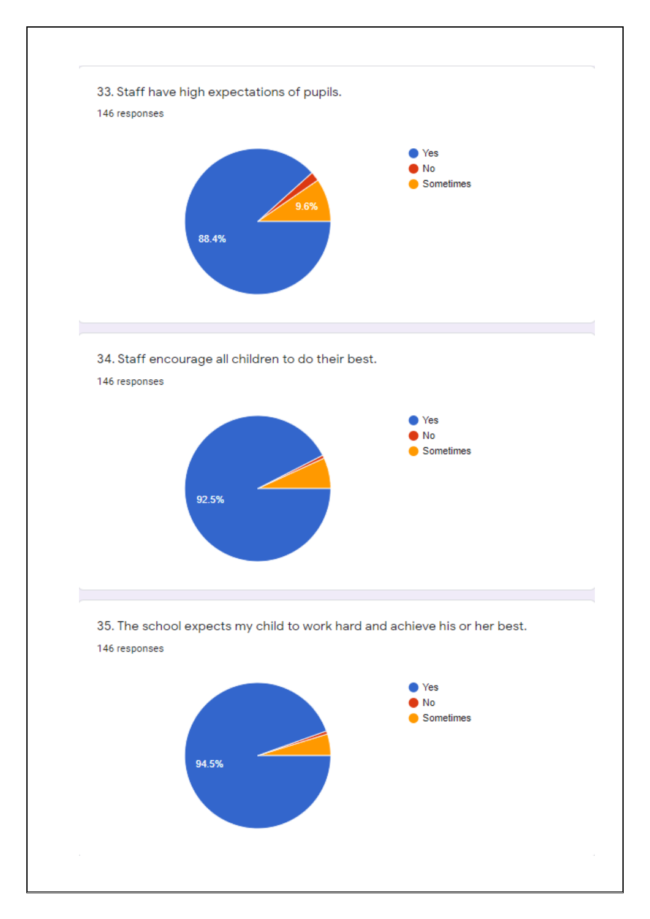33. Staff have high expectations of pupils.

146 responses

- Yes
- No
- Sometimes

9.6%

88.4%

34. Staff encourage all children to do their best.

146 responses

- Yes
- No
- Sometimes

92.5%

35. The school expects my child to work hard and achieve his or her best.

146 responses

- Yes
- No
- Sometimes

94.5%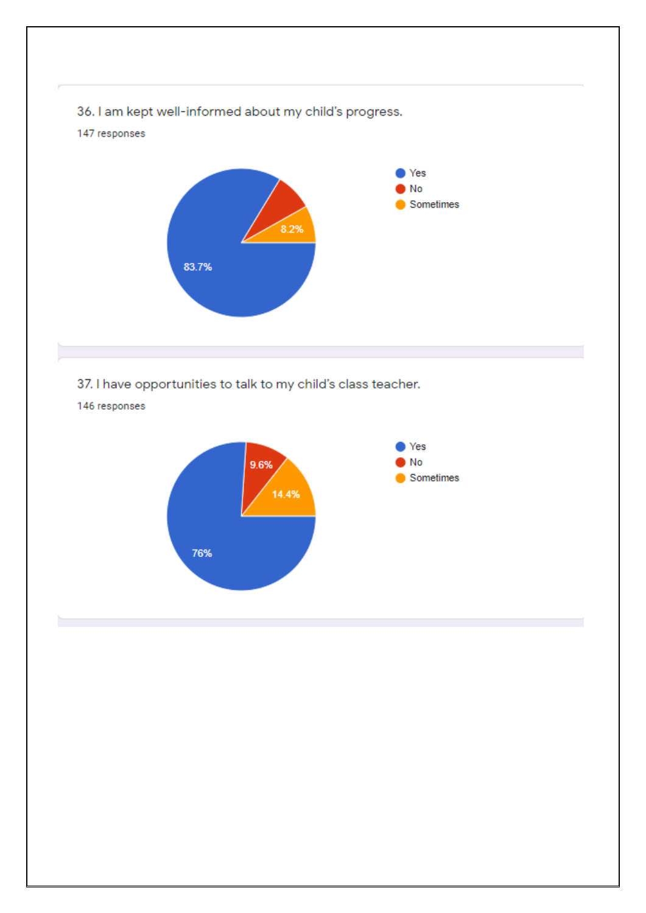36. I am kept well-informed about my child's progress.

147 responses

- Yes: 83.7%
- No
- Sometimes: 8.2%

37. I have opportunities to talk to my child's class teacher.

146 responses

- Yes: 76%
- No: 9.6%
- Sometimes: 14.4%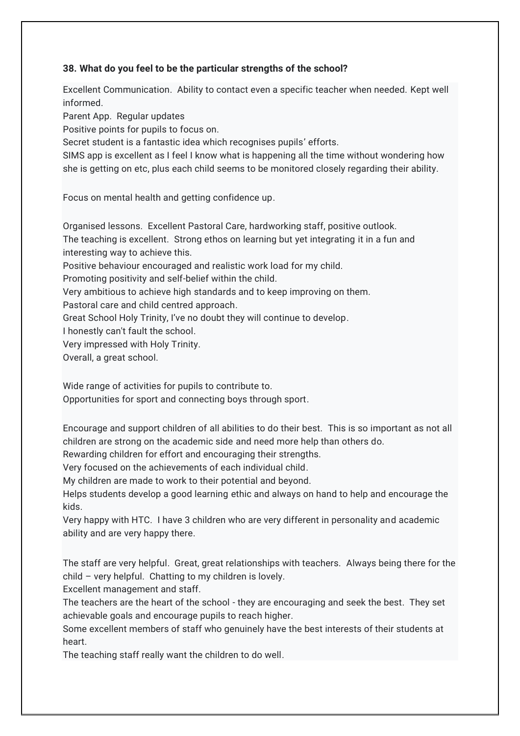**38. What do you feel to be the particular strengths of the school?**

Excellent Communication. Ability to contact even a specific teacher when needed. Kept well informed.
Parent App. Regular updates
Positive points for pupils to focus on.
Secret student is a fantastic idea which recognises pupils' efforts.
SIMS app is excellent as I feel I know what is happening all the time without wondering how she is getting on etc, plus each child seems to be monitored closely regarding their ability.

Focus on mental health and getting confidence up.

Organised lessons. Excellent Pastoral Care, hardworking staff, positive outlook.
The teaching is excellent. Strong ethos on learning but yet integrating it in a fun and interesting way to achieve this.
Positive behaviour encouraged and realistic work load for my child.
Promoting positivity and self-belief within the child.
Very ambitious to achieve high standards and to keep improving on them.
Pastoral care and child centred approach.
Great School Holy Trinity, I've no doubt they will continue to develop.
I honestly can't fault the school.
Very impressed with Holy Trinity.
Overall, a great school.

Wide range of activities for pupils to contribute to.
Opportunities for sport and connecting boys through sport.

Encourage and support children of all abilities to do their best. This is so important as not all children are strong on the academic side and need more help than others do.
Rewarding children for effort and encouraging their strengths.
Very focused on the achievements of each individual child.
My children are made to work to their potential and beyond.
Helps students develop a good learning ethic and always on hand to help and encourage the kids.
Very happy with HTC. I have 3 children who are very different in personality and academic ability and are very happy there.

The staff are very helpful. Great, great relationships with teachers. Always being there for the child – very helpful. Chatting to my children is lovely.
Excellent management and staff.
The teachers are the heart of the school - they are encouraging and seek the best. They set achievable goals and encourage pupils to reach higher.
Some excellent members of staff who genuinely have the best interests of their students at heart.
The teaching staff really want the children to do well.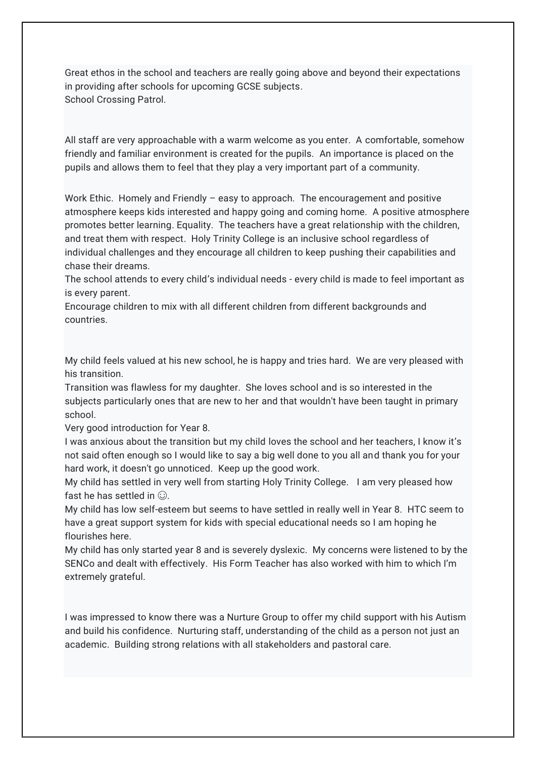Great ethos in the school and teachers are really going above and beyond their expectations in providing after schools for upcoming GCSE subjects.
School Crossing Patrol.

All staff are very approachable with a warm welcome as you enter. A comfortable, somehow friendly and familiar environment is created for the pupils. An importance is placed on the pupils and allows them to feel that they play a very important part of a community.

Work Ethic. Homely and Friendly – easy to approach. The encouragement and positive atmosphere keeps kids interested and happy going and coming home. A positive atmosphere promotes better learning. Equality. The teachers have a great relationship with the children, and treat them with respect. Holy Trinity College is an inclusive school regardless of individual challenges and they encourage all children to keep pushing their capabilities and chase their dreams.
The school attends to every child's individual needs - every child is made to feel important as is every parent.
Encourage children to mix with all different children from different backgrounds and countries.

My child feels valued at his new school, he is happy and tries hard. We are very pleased with his transition.
Transition was flawless for my daughter. She loves school and is so interested in the subjects particularly ones that are new to her and that wouldn't have been taught in primary school.
Very good introduction for Year 8.
I was anxious about the transition but my child loves the school and her teachers, I know it's not said often enough so I would like to say a big well done to you all and thank you for your hard work, it doesn't go unnoticed. Keep up the good work.
My child has settled in very well from starting Holy Trinity College. I am very pleased how fast he has settled in ☺.
My child has low self-esteem but seems to have settled in really well in Year 8. HTC seem to have a great support system for kids with special educational needs so I am hoping he flourishes here.
My child has only started year 8 and is severely dyslexic. My concerns were listened to by the SENCo and dealt with effectively. His Form Teacher has also worked with him to which I'm extremely grateful.

I was impressed to know there was a Nurture Group to offer my child support with his Autism and build his confidence. Nurturing staff, understanding of the child as a person not just an academic. Building strong relations with all stakeholders and pastoral care.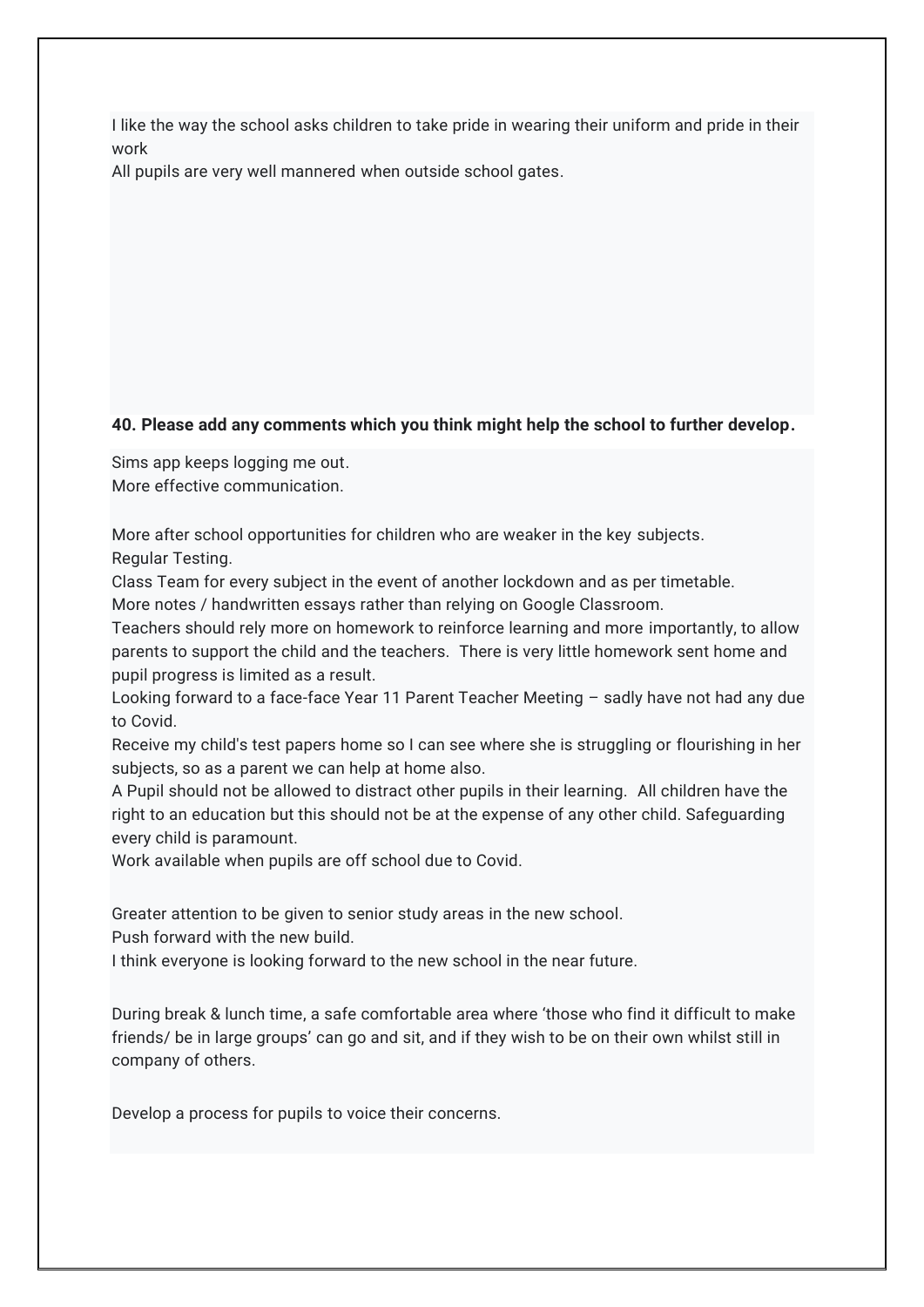I like the way the school asks children to take pride in wearing their uniform and pride in their work

All pupils are very well mannered when outside school gates.

**40. Please add any comments which you think might help the school to further develop.**

Sims app keeps logging me out.
More effective communication.

More after school opportunities for children who are weaker in the key subjects.
Regular Testing.
Class Team for every subject in the event of another lockdown and as per timetable.
More notes / handwritten essays rather than relying on Google Classroom.
Teachers should rely more on homework to reinforce learning and more importantly, to allow parents to support the child and the teachers. There is very little homework sent home and pupil progress is limited as a result.
Looking forward to a face-face Year 11 Parent Teacher Meeting – sadly have not had any due to Covid.
Receive my child's test papers home so I can see where she is struggling or flourishing in her subjects, so as a parent we can help at home also.
A Pupil should not be allowed to distract other pupils in their learning. All children have the right to an education but this should not be at the expense of any other child. Safeguarding every child is paramount.
Work available when pupils are off school due to Covid.

Greater attention to be given to senior study areas in the new school.
Push forward with the new build.
I think everyone is looking forward to the new school in the near future.

During break & lunch time, a safe comfortable area where 'those who find it difficult to make friends/ be in large groups' can go and sit, and if they wish to be on their own whilst still in company of others.

Develop a process for pupils to voice their concerns.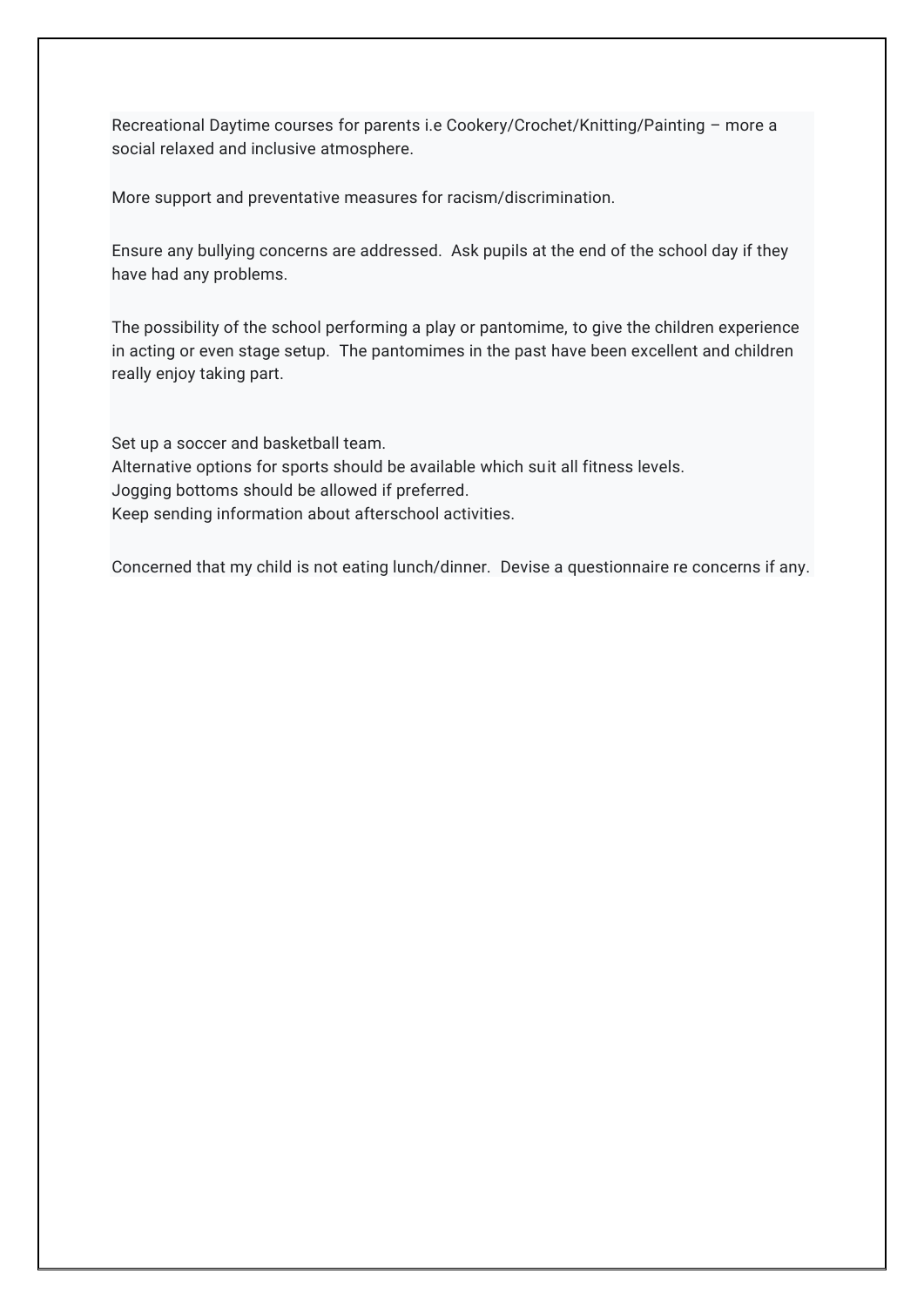Recreational Daytime courses for parents i.e Cookery/Crochet/Knitting/Painting – more a social relaxed and inclusive atmosphere.

More support and preventative measures for racism/discrimination.

Ensure any bullying concerns are addressed.  Ask pupils at the end of the school day if they have had any problems.

The possibility of the school performing a play or pantomime, to give the children experience in acting or even stage setup.  The pantomimes in the past have been excellent and children really enjoy taking part.

Set up a soccer and basketball team.
Alternative options for sports should be available which suit all fitness levels.
Jogging bottoms should be allowed if preferred.
Keep sending information about afterschool activities.

Concerned that my child is not eating lunch/dinner.  Devise a questionnaire re concerns if any.